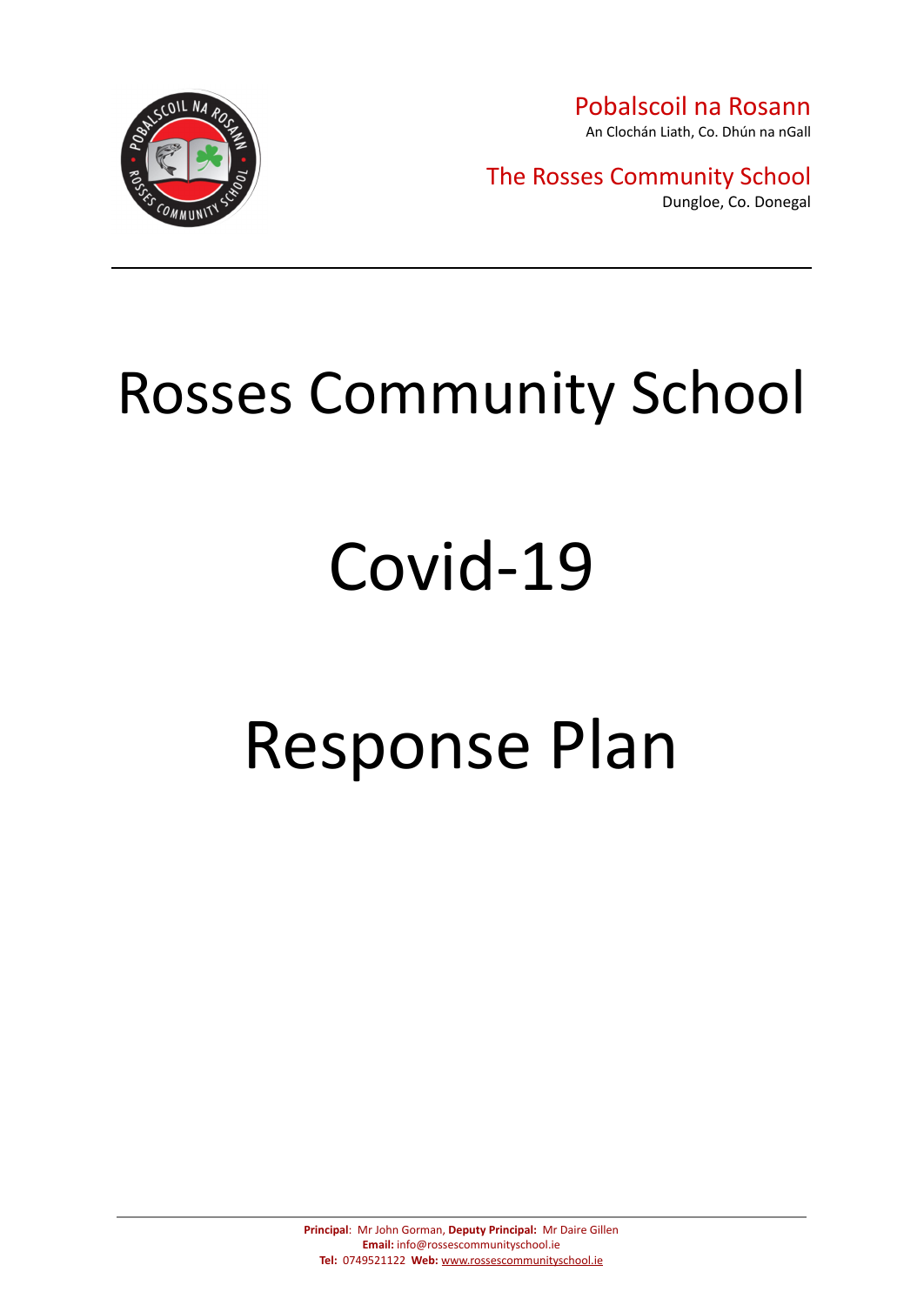Pobalscoil na Rosann
An Clochán Liath, Co. Dhún na nGall

The Rosses Community School
Dungloe, Co. Donegal

---

# Rosses Community School

# Covid-19

# Response Plan

---

**Principal**: Mr John Gorman, **Deputy Principal:** Mr Daire Gillen
**Email:** info@rossescommunityschool.ie
**Tel:** 0749521122 **Web:** www.rossescommunityschool.ie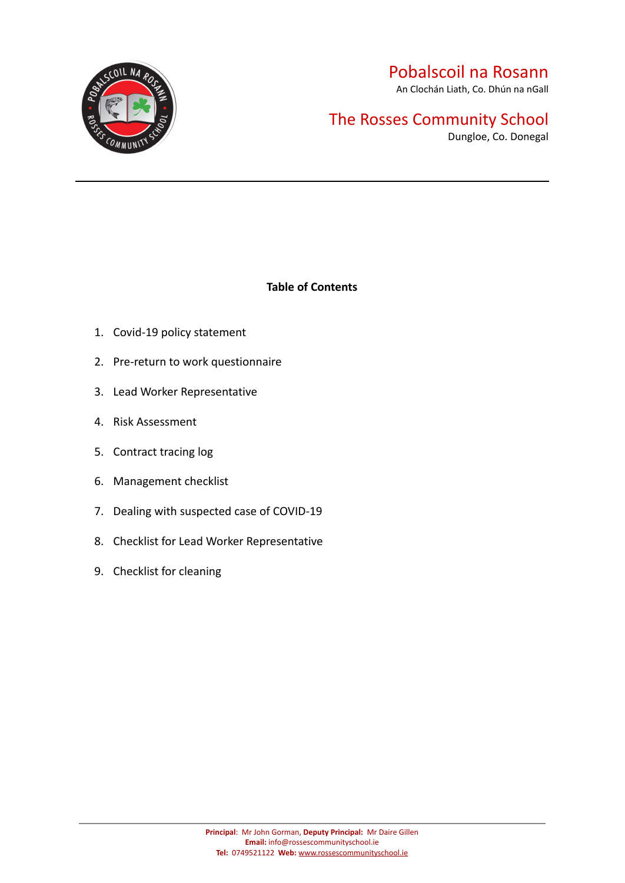# Pobalscoil na Rosann

An Clochán Liath, Co. Dhún na nGall

# The Rosses Community School

Dungloe, Co. Donegal

---

## Table of Contents

1. Covid-19 policy statement
2. Pre-return to work questionnaire
3. Lead Worker Representative
4. Risk Assessment
5. Contract tracing log
6. Management checklist
7. Dealing with suspected case of COVID-19
8. Checklist for Lead Worker Representative
9. Checklist for cleaning

**Principal**: Mr John Gorman, **Deputy Principal:** Mr Daire Gillen
**Email:** info@rossescommunityschool.ie
**Tel:** 0749521122 **Web:** www.rossescommunityschool.ie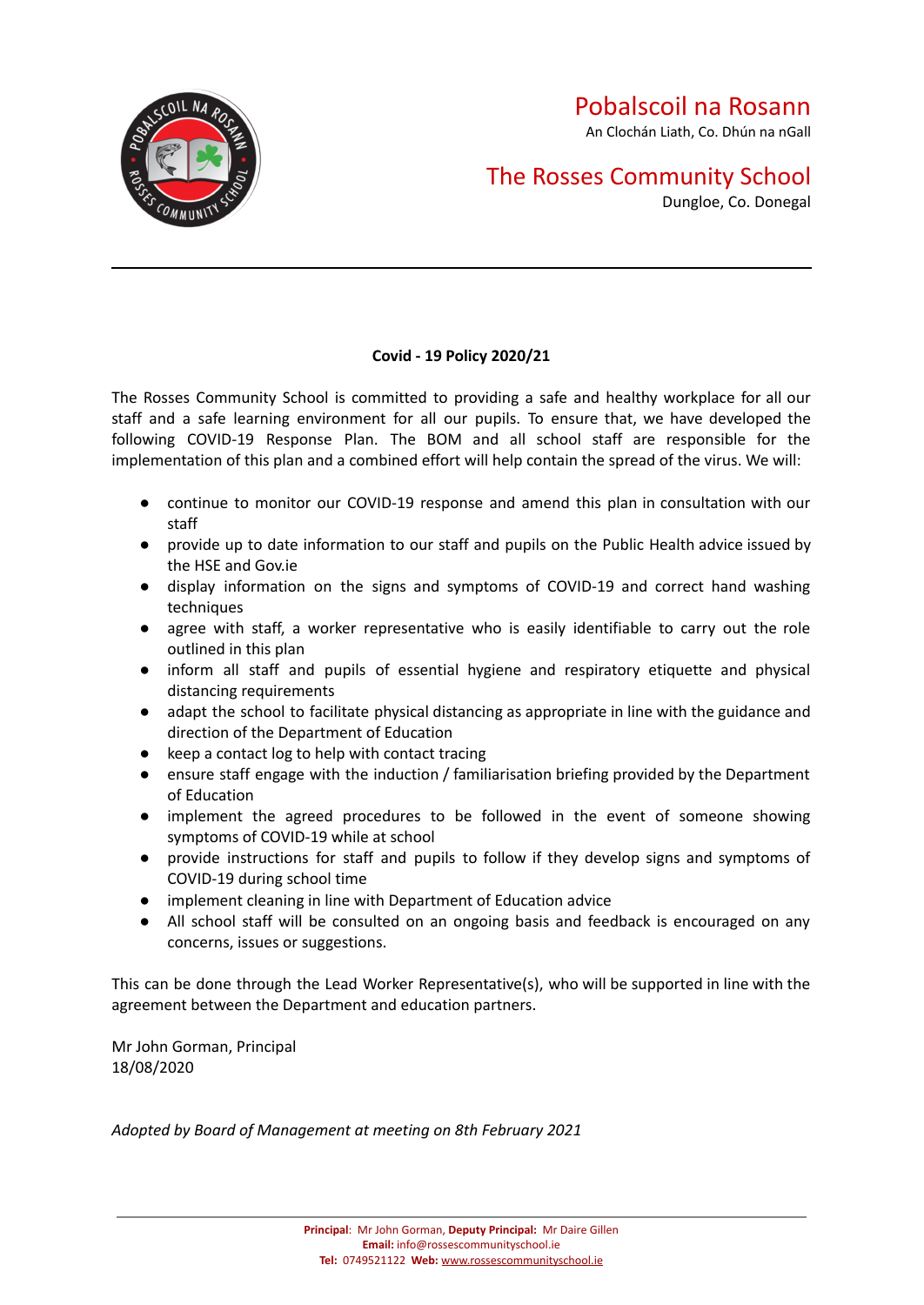# Pobalscoil na Rosann

An Clochán Liath, Co. Dhún na nGall

# The Rosses Community School

Dungloe, Co. Donegal

---

**Covid - 19 Policy 2020/21**

The Rosses Community School is committed to providing a safe and healthy workplace for all our staff and a safe learning environment for all our pupils. To ensure that, we have developed the following COVID-19 Response Plan. The BOM and all school staff are responsible for the implementation of this plan and a combined effort will help contain the spread of the virus. We will:

- continue to monitor our COVID-19 response and amend this plan in consultation with our staff
- provide up to date information to our staff and pupils on the Public Health advice issued by the HSE and Gov.ie
- display information on the signs and symptoms of COVID-19 and correct hand washing techniques
- agree with staff, a worker representative who is easily identifiable to carry out the role outlined in this plan
- inform all staff and pupils of essential hygiene and respiratory etiquette and physical distancing requirements
- adapt the school to facilitate physical distancing as appropriate in line with the guidance and direction of the Department of Education
- keep a contact log to help with contact tracing
- ensure staff engage with the induction / familiarisation briefing provided by the Department of Education
- implement the agreed procedures to be followed in the event of someone showing symptoms of COVID-19 while at school
- provide instructions for staff and pupils to follow if they develop signs and symptoms of COVID-19 during school time
- implement cleaning in line with Department of Education advice
- All school staff will be consulted on an ongoing basis and feedback is encouraged on any concerns, issues or suggestions.

This can be done through the Lead Worker Representative(s), who will be supported in line with the agreement between the Department and education partners.

Mr John Gorman, Principal
18/08/2020

*Adopted by Board of Management at meeting on 8th February 2021*

**Principal**: Mr John Gorman, **Deputy Principal:** Mr Daire Gillen
**Email:** info@rossescommunityschool.ie
**Tel:** 0749521122 **Web:** www.rossescommunityschool.ie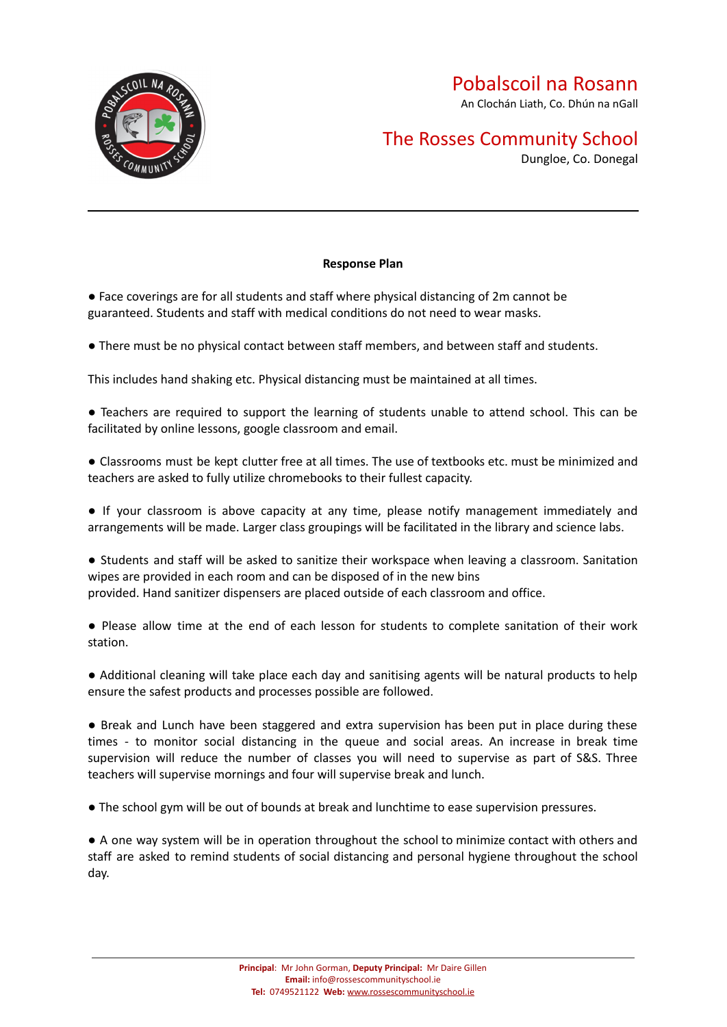Pobalscoil na Rosann
An Clochán Liath, Co. Dhún na nGall

The Rosses Community School
Dungloe, Co. Donegal

**Response Plan**

● Face coverings are for all students and staff where physical distancing of 2m cannot be guaranteed. Students and staff with medical conditions do not need to wear masks.

● There must be no physical contact between staff members, and between staff and students.

This includes hand shaking etc. Physical distancing must be maintained at all times.

● Teachers are required to support the learning of students unable to attend school. This can be facilitated by online lessons, google classroom and email.

● Classrooms must be kept clutter free at all times. The use of textbooks etc. must be minimized and teachers are asked to fully utilize chromebooks to their fullest capacity.

● If your classroom is above capacity at any time, please notify management immediately and arrangements will be made. Larger class groupings will be facilitated in the library and science labs.

● Students and staff will be asked to sanitize their workspace when leaving a classroom. Sanitation wipes are provided in each room and can be disposed of in the new bins provided. Hand sanitizer dispensers are placed outside of each classroom and office.

● Please allow time at the end of each lesson for students to complete sanitation of their work station.

● Additional cleaning will take place each day and sanitising agents will be natural products to help ensure the safest products and processes possible are followed.

● Break and Lunch have been staggered and extra supervision has been put in place during these times - to monitor social distancing in the queue and social areas. An increase in break time supervision will reduce the number of classes you will need to supervise as part of S&S. Three teachers will supervise mornings and four will supervise break and lunch.

● The school gym will be out of bounds at break and lunchtime to ease supervision pressures.

● A one way system will be in operation throughout the school to minimize contact with others and staff are asked to remind students of social distancing and personal hygiene throughout the school day.

**Principal**: Mr John Gorman, **Deputy Principal:** Mr Daire Gillen
**Email:** info@rossescommunityschool.ie
**Tel:** 0749521122 **Web:** www.rossescommunityschool.ie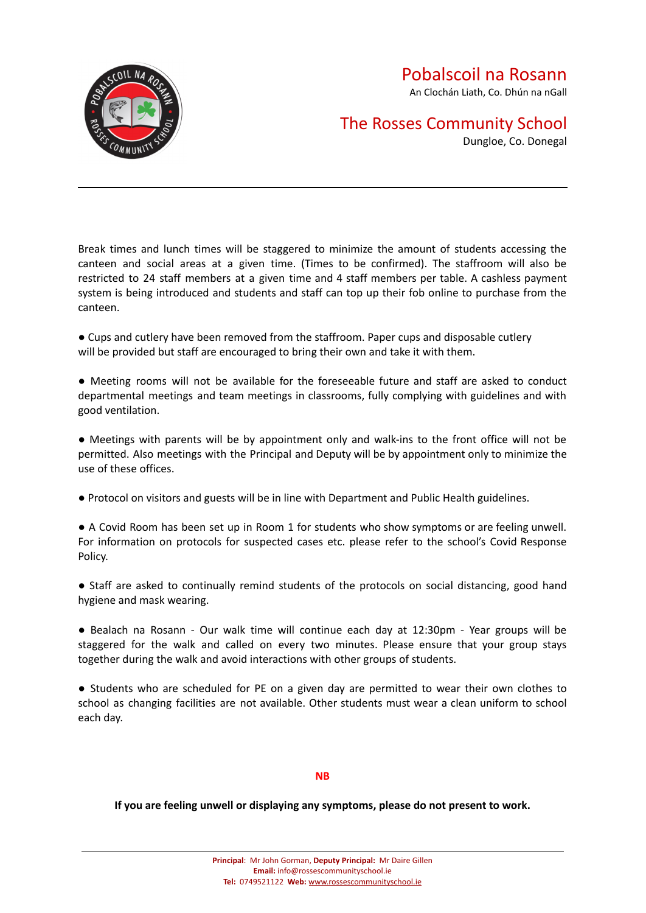Break times and lunch times will be staggered to minimize the amount of students accessing the canteen and social areas at a given time. (Times to be confirmed). The staffroom will also be restricted to 24 staff members at a given time and 4 staff members per table. A cashless payment system is being introduced and students and staff can top up their fob online to purchase from the canteen.

- Cups and cutlery have been removed from the staffroom. Paper cups and disposable cutlery will be provided but staff are encouraged to bring their own and take it with them.

- Meeting rooms will not be available for the foreseeable future and staff are asked to conduct departmental meetings and team meetings in classrooms, fully complying with guidelines and with good ventilation.

- Meetings with parents will be by appointment only and walk-ins to the front office will not be permitted. Also meetings with the Principal and Deputy will be by appointment only to minimize the use of these offices.

- Protocol on visitors and guests will be in line with Department and Public Health guidelines.

- A Covid Room has been set up in Room 1 for students who show symptoms or are feeling unwell. For information on protocols for suspected cases etc. please refer to the school's Covid Response Policy.

- Staff are asked to continually remind students of the protocols on social distancing, good hand hygiene and mask wearing.

- Bealach na Rosann - Our walk time will continue each day at 12:30pm - Year groups will be staggered for the walk and called on every two minutes. Please ensure that your group stays together during the walk and avoid interactions with other groups of students.

- Students who are scheduled for PE on a given day are permitted to wear their own clothes to school as changing facilities are not available. Other students must wear a clean uniform to school each day.

**NB**

**If you are feeling unwell or displaying any symptoms, please do not present to work.**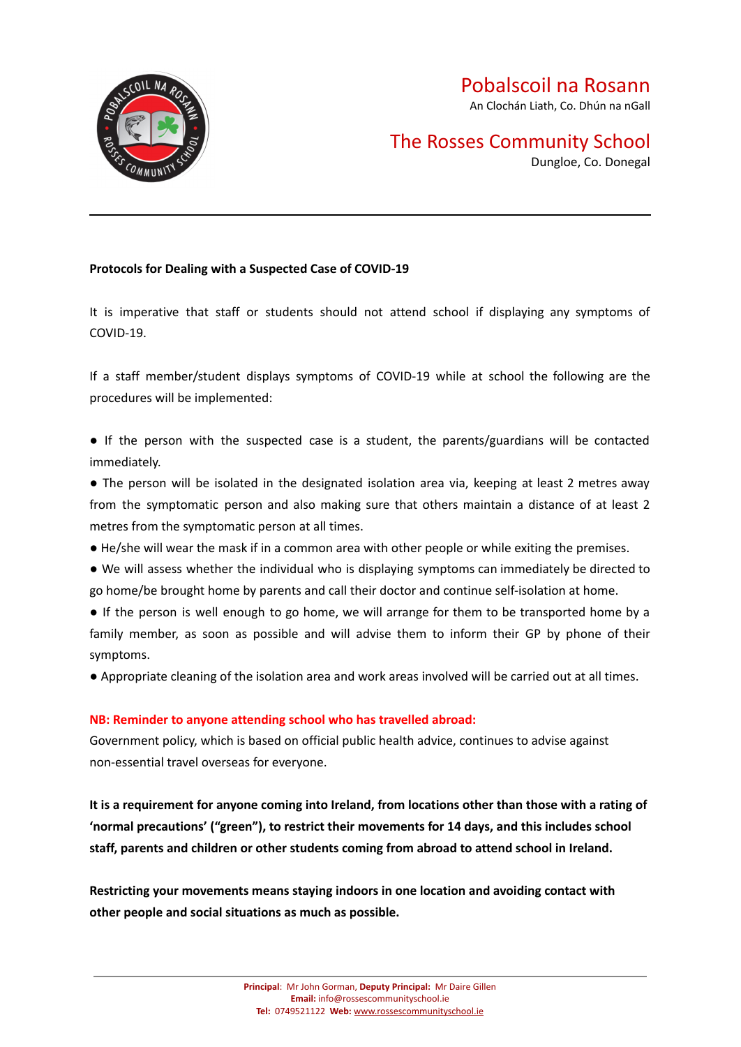**Protocols for Dealing with a Suspected Case of COVID-19**

It is imperative that staff or students should not attend school if displaying any symptoms of COVID-19.

If a staff member/student displays symptoms of COVID-19 while at school the following are the procedures will be implemented:

- If the person with the suspected case is a student, the parents/guardians will be contacted immediately.
- The person will be isolated in the designated isolation area via, keeping at least 2 metres away from the symptomatic person and also making sure that others maintain a distance of at least 2 metres from the symptomatic person at all times.
- He/she will wear the mask if in a common area with other people or while exiting the premises.
- We will assess whether the individual who is displaying symptoms can immediately be directed to go home/be brought home by parents and call their doctor and continue self-isolation at home.
- If the person is well enough to go home, we will arrange for them to be transported home by a family member, as soon as possible and will advise them to inform their GP by phone of their symptoms.
- Appropriate cleaning of the isolation area and work areas involved will be carried out at all times.

**NB: Reminder to anyone attending school who has travelled abroad:**

Government policy, which is based on official public health advice, continues to advise against non-essential travel overseas for everyone.

**It is a requirement for anyone coming into Ireland, from locations other than those with a rating of 'normal precautions' ("green"), to restrict their movements for 14 days, and this includes school staff, parents and children or other students coming from abroad to attend school in Ireland.**

**Restricting your movements means staying indoors in one location and avoiding contact with other people and social situations as much as possible.**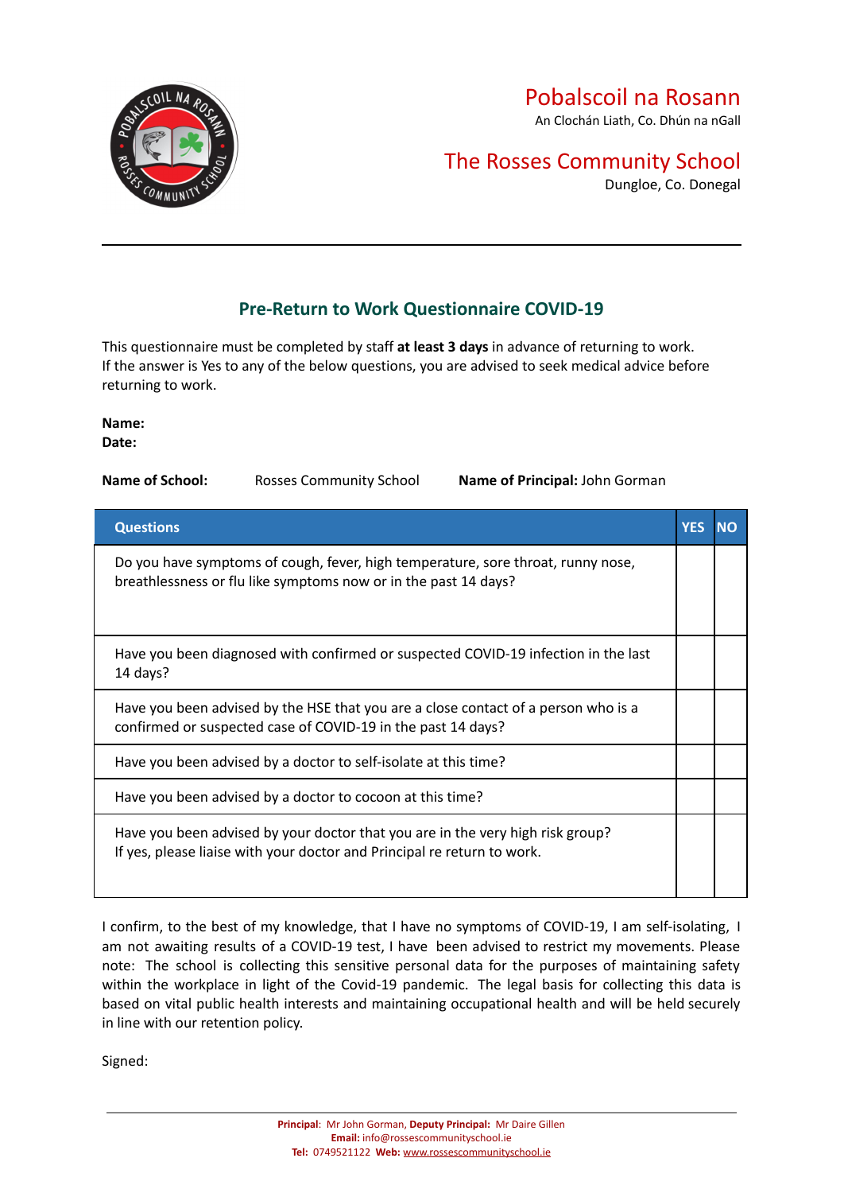Pobalscoil na Rosann
An Clochán Liath, Co. Dhún na nGall

The Rosses Community School
Dungloe, Co. Donegal

## Pre-Return to Work Questionnaire COVID-19

This questionnaire must be completed by staff **at least 3 days** in advance of returning to work.
If the answer is Yes to any of the below questions, you are advised to seek medical advice before returning to work.

**Name:**
**Date:**

**Name of School:** Rosses Community School **Name of Principal:** John Gorman

| Questions | YES | NO |
|---|---|---|
| Do you have symptoms of cough, fever, high temperature, sore throat, runny nose, breathlessness or flu like symptoms now or in the past 14 days? | | |
| Have you been diagnosed with confirmed or suspected COVID-19 infection in the last 14 days? | | |
| Have you been advised by the HSE that you are a close contact of a person who is a confirmed or suspected case of COVID-19 in the past 14 days? | | |
| Have you been advised by a doctor to self-isolate at this time? | | |
| Have you been advised by a doctor to cocoon at this time? | | |
| Have you been advised by your doctor that you are in the very high risk group? If yes, please liaise with your doctor and Principal re return to work. | | |

I confirm, to the best of my knowledge, that I have no symptoms of COVID-19, I am self-isolating, I am not awaiting results of a COVID-19 test, I have been advised to restrict my movements. Please note: The school is collecting this sensitive personal data for the purposes of maintaining safety within the workplace in light of the Covid-19 pandemic. The legal basis for collecting this data is based on vital public health interests and maintaining occupational health and will be held securely in line with our retention policy.

Signed:

**Principal**: Mr John Gorman, **Deputy Principal:** Mr Daire Gillen
**Email:** info@rossescommunityschool.ie
**Tel:** 0749521122 **Web:** www.rossescommunityschool.ie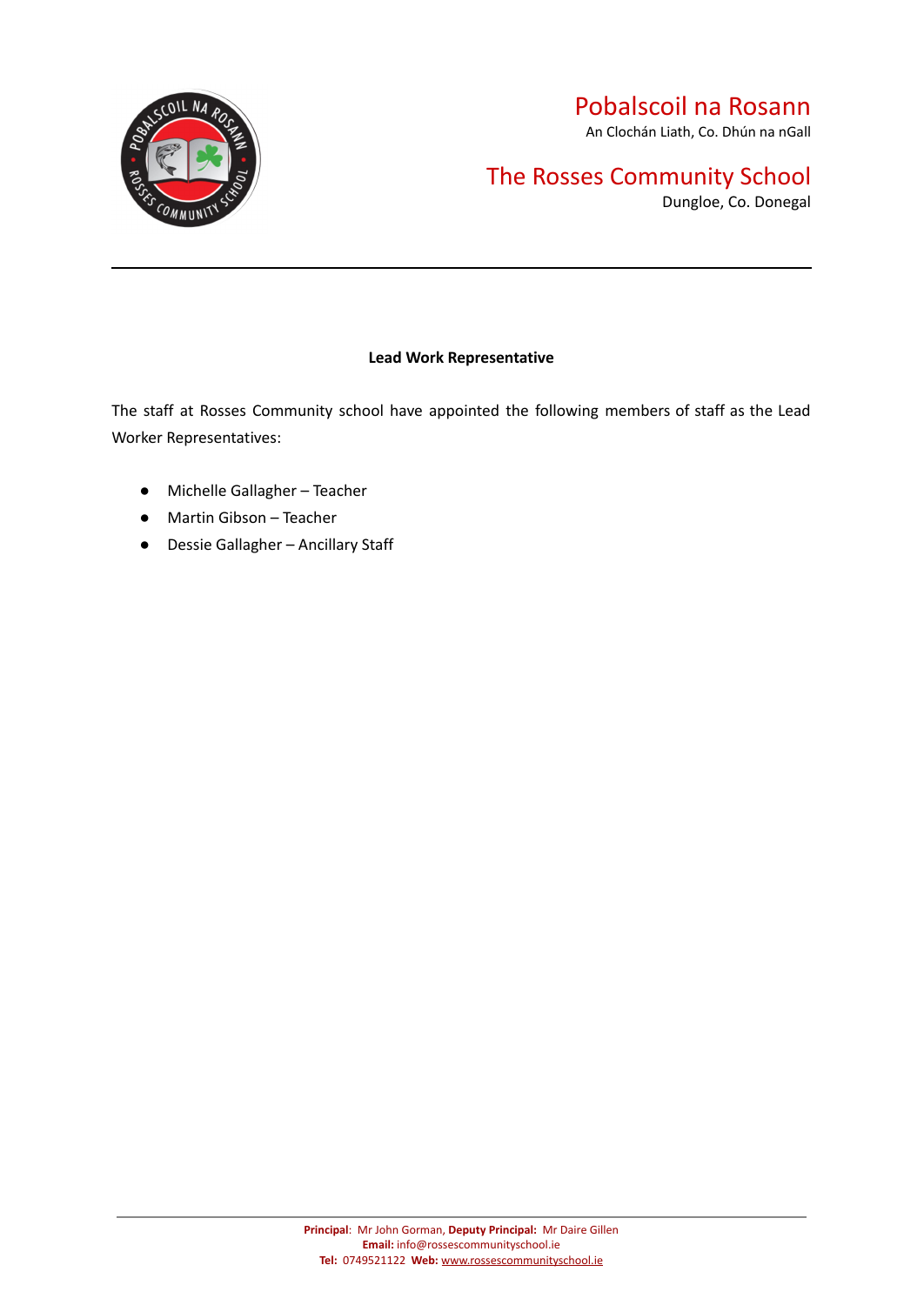Pobalscoil na Rosann
An Clochán Liath, Co. Dhún na nGall

The Rosses Community School
Dungloe, Co. Donegal

**Lead Work Representative**

The staff at Rosses Community school have appointed the following members of staff as the Lead Worker Representatives:

- Michelle Gallagher – Teacher
- Martin Gibson – Teacher
- Dessie Gallagher – Ancillary Staff

**Principal**: Mr John Gorman, **Deputy Principal:** Mr Daire Gillen
**Email:** info@rossescommunityschool.ie
**Tel:** 0749521122 **Web:** www.rossescommunityschool.ie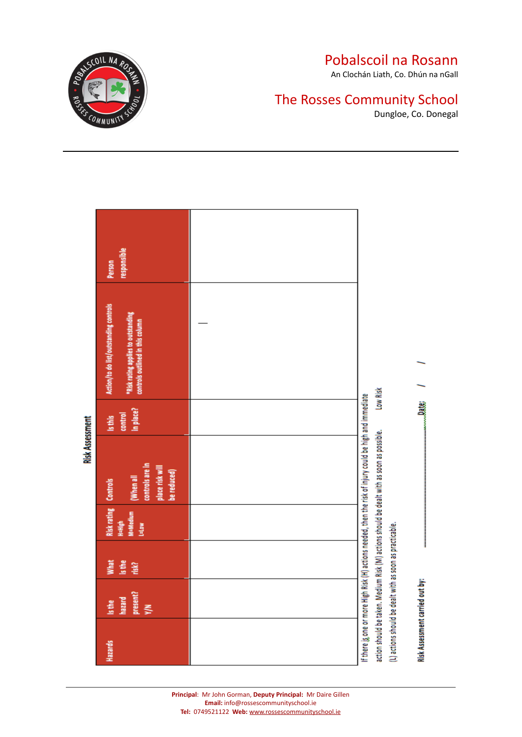# Risk Assessment

| Hazards | Is the hazard present? Y/N | What is the risk? | Risk rating H=High M=Medium L=Low | Controls (When all controls are in place risk will be reduced) | Is this control in place? | Action/to do list/outstanding controls *Risk rating applies to outstanding controls outlined in this column | Person responsible |
|---|---|---|---|---|---|---|---|
| | | | | | | — | |

If there is one or more High Risk (H) actions needed, then the risk of injury could be high and immediate action should be taken. Medium Risk (M) actions should be dealt with as soon as possible. Low Risk (L) actions should be dealt with as soon as practicable.

Risk Assessment carried out by: ____________________ Date: / /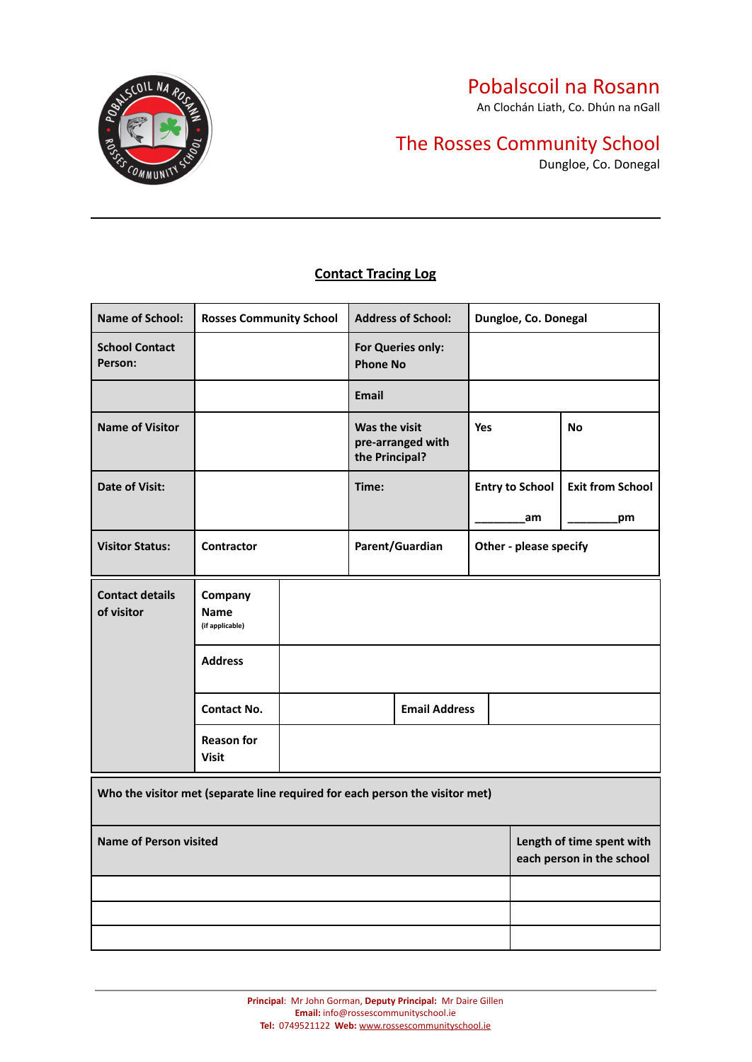# Pobalscoil na Rosann

An Clochán Liath, Co. Dhún na nGall

# The Rosses Community School

Dungloe, Co. Donegal

---

## Contact Tracing Log

| Name of School: | Rosses Community School | Address of School: | Dungloe, Co. Donegal | |
|---|---|---|---|---|
| School Contact Person: | | For Queries only: Phone No | | |
| | | Email | | |
| Name of Visitor | | Was the visit pre-arranged with the Principal? | Yes | No |
| Date of Visit: | | Time: | Entry to School ________am | Exit from School ________pm |
| Visitor Status: | Contractor | Parent/Guardian | Other - please specify | |

| Contact details of visitor | Company Name (if applicable) | | | |
|---|---|---|---|---|
| | Address | | | |
| | Contact No. | | Email Address | |
| | Reason for Visit | | | |

| Who the visitor met (separate line required for each person the visitor met) | |
|---|---|
| **Name of Person visited** | **Length of time spent with each person in the school** |
| | |
| | |
| | |

---

**Principal**: Mr John Gorman, **Deputy Principal:** Mr Daire Gillen
**Email:** info@rossescommunityschool.ie
**Tel:** 0749521122 **Web:** www.rossescommunityschool.ie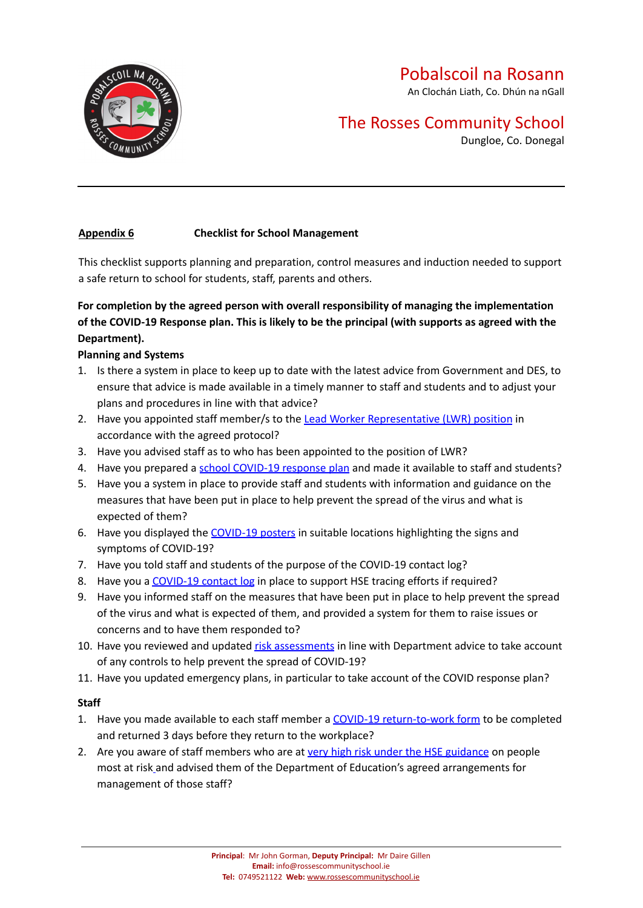# Pobalscoil na Rosann

An Clochán Liath, Co. Dhún na nGall

# The Rosses Community School

Dungloe, Co. Donegal

---

**Appendix 6** **Checklist for School Management**

This checklist supports planning and preparation, control measures and induction needed to support a safe return to school for students, staff, parents and others.

**For completion by the agreed person with overall responsibility of managing the implementation of the COVID-19 Response plan. This is likely to be the principal (with supports as agreed with the Department).**

**Planning and Systems**

1. Is there a system in place to keep up to date with the latest advice from Government and DES, to ensure that advice is made available in a timely manner to staff and students and to adjust your plans and procedures in line with that advice?
2. Have you appointed staff member/s to the Lead Worker Representative (LWR) position in accordance with the agreed protocol?
3. Have you advised staff as to who has been appointed to the position of LWR?
4. Have you prepared a school COVID-19 response plan and made it available to staff and students?
5. Have you a system in place to provide staff and students with information and guidance on the measures that have been put in place to help prevent the spread of the virus and what is expected of them?
6. Have you displayed the COVID-19 posters in suitable locations highlighting the signs and symptoms of COVID-19?
7. Have you told staff and students of the purpose of the COVID-19 contact log?
8. Have you a COVID-19 contact log in place to support HSE tracing efforts if required?
9. Have you informed staff on the measures that have been put in place to help prevent the spread of the virus and what is expected of them, and provided a system for them to raise issues or concerns and to have them responded to?
10. Have you reviewed and updated risk assessments in line with Department advice to take account of any controls to help prevent the spread of COVID-19?
11. Have you updated emergency plans, in particular to take account of the COVID response plan?

**Staff**

1. Have you made available to each staff member a COVID-19 return-to-work form to be completed and returned 3 days before they return to the workplace?
2. Are you aware of staff members who are at very high risk under the HSE guidance on people most at risk and advised them of the Department of Education's agreed arrangements for management of those staff?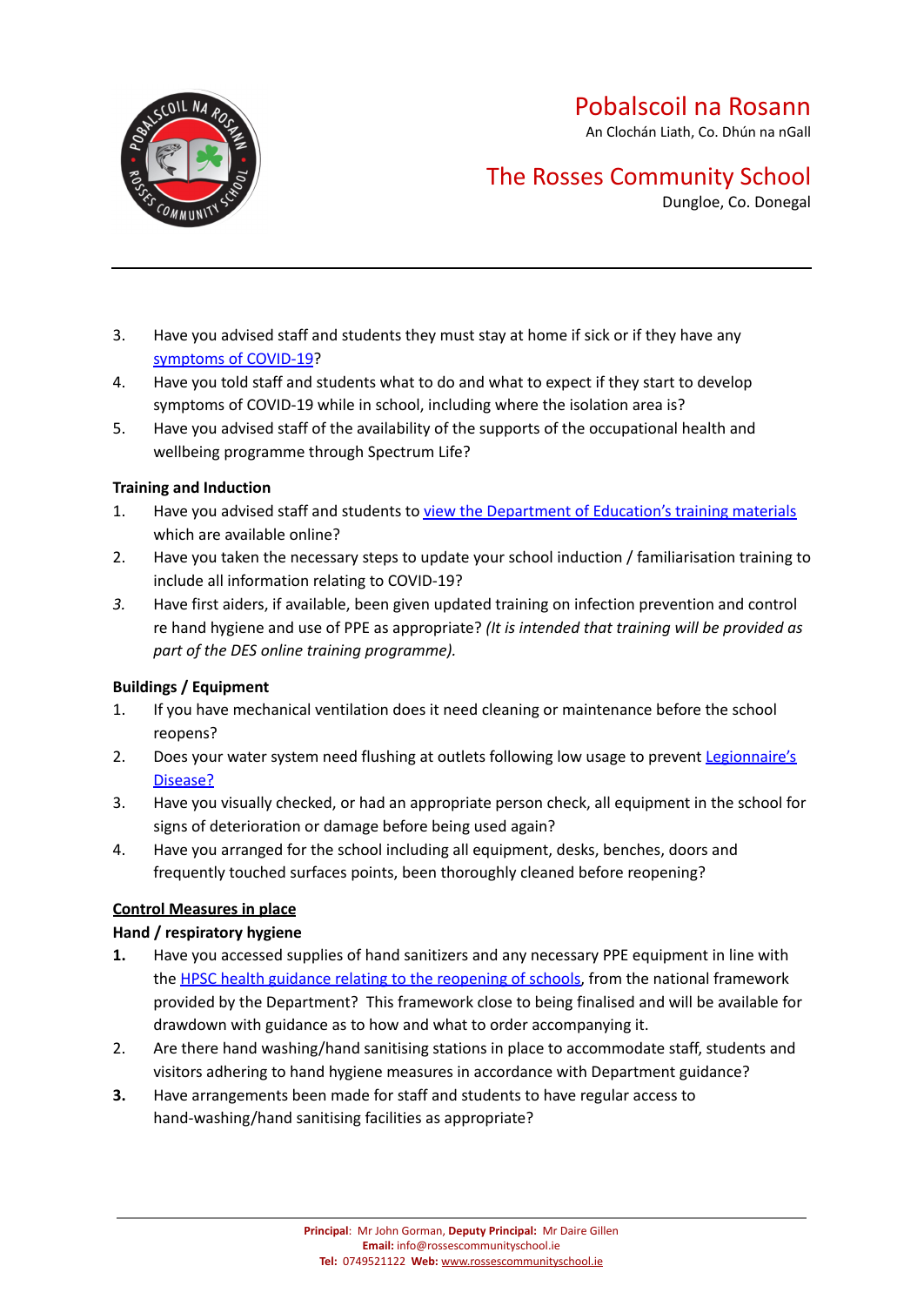3. Have you advised staff and students they must stay at home if sick or if they have any symptoms of COVID-19?
4. Have you told staff and students what to do and what to expect if they start to develop symptoms of COVID-19 while in school, including where the isolation area is?
5. Have you advised staff of the availability of the supports of the occupational health and wellbeing programme through Spectrum Life?

**Training and Induction**

1. Have you advised staff and students to view the Department of Education's training materials which are available online?
2. Have you taken the necessary steps to update your school induction / familiarisation training to include all information relating to COVID-19?
3. Have first aiders, if available, been given updated training on infection prevention and control re hand hygiene and use of PPE as appropriate? *(It is intended that training will be provided as part of the DES online training programme).*

**Buildings / Equipment**

1. If you have mechanical ventilation does it need cleaning or maintenance before the school reopens?
2. Does your water system need flushing at outlets following low usage to prevent Legionnaire's Disease?
3. Have you visually checked, or had an appropriate person check, all equipment in the school for signs of deterioration or damage before being used again?
4. Have you arranged for the school including all equipment, desks, benches, doors and frequently touched surfaces points, been thoroughly cleaned before reopening?

**Control Measures in place**

**Hand / respiratory hygiene**

1. Have you accessed supplies of hand sanitizers and any necessary PPE equipment in line with the HPSC health guidance relating to the reopening of schools, from the national framework provided by the Department? This framework close to being finalised and will be available for drawdown with guidance as to how and what to order accompanying it.
2. Are there hand washing/hand sanitising stations in place to accommodate staff, students and visitors adhering to hand hygiene measures in accordance with Department guidance?
3. Have arrangements been made for staff and students to have regular access to hand-washing/hand sanitising facilities as appropriate?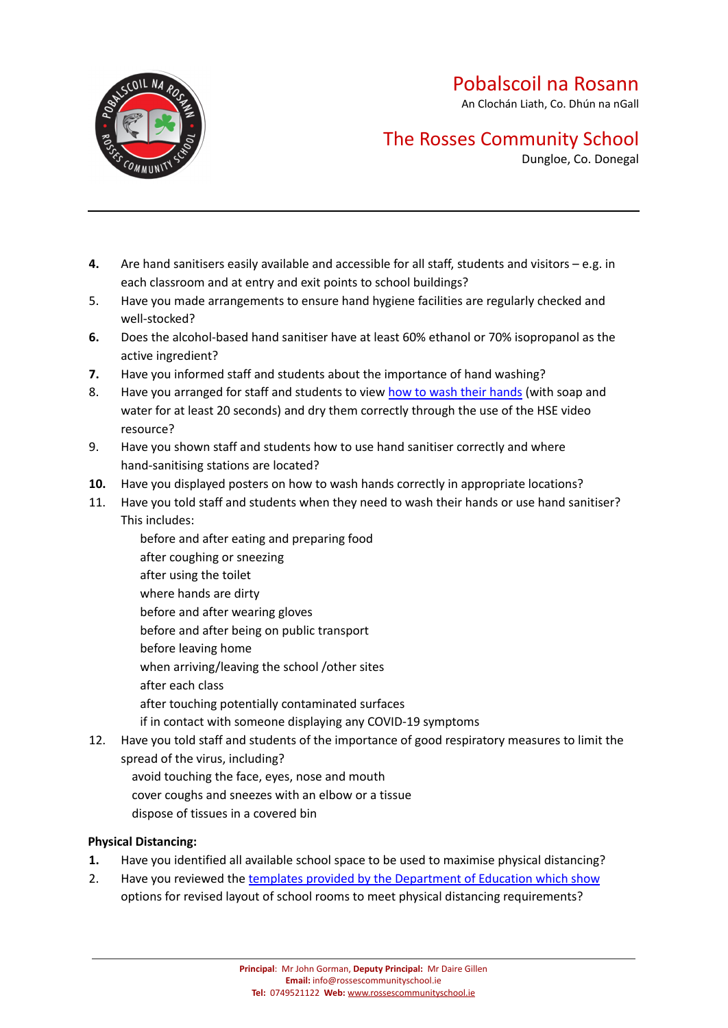**4.** Are hand sanitisers easily available and accessible for all staff, students and visitors – e.g. in each classroom and at entry and exit points to school buildings?

5. Have you made arrangements to ensure hand hygiene facilities are regularly checked and well-stocked?

**6.** Does the alcohol-based hand sanitiser have at least 60% ethanol or 70% isopropanol as the active ingredient?

**7.** Have you informed staff and students about the importance of hand washing?

8. Have you arranged for staff and students to view [how to wash their hands](#) (with soap and water for at least 20 seconds) and dry them correctly through the use of the HSE video resource?

9. Have you shown staff and students how to use hand sanitiser correctly and where hand-sanitising stations are located?

**10.** Have you displayed posters on how to wash hands correctly in appropriate locations?

11. Have you told staff and students when they need to wash their hands or use hand sanitiser? This includes:

    before and after eating and preparing food
    after coughing or sneezing
    after using the toilet
    where hands are dirty
    before and after wearing gloves
    before and after being on public transport
    before leaving home
    when arriving/leaving the school /other sites
    after each class
    after touching potentially contaminated surfaces
    if in contact with someone displaying any COVID-19 symptoms

12. Have you told staff and students of the importance of good respiratory measures to limit the spread of the virus, including?

    avoid touching the face, eyes, nose and mouth
    cover coughs and sneezes with an elbow or a tissue
    dispose of tissues in a covered bin

**Physical Distancing:**

**1.** Have you identified all available school space to be used to maximise physical distancing?

2. Have you reviewed the [templates provided by the Department of Education which show](#) options for revised layout of school rooms to meet physical distancing requirements?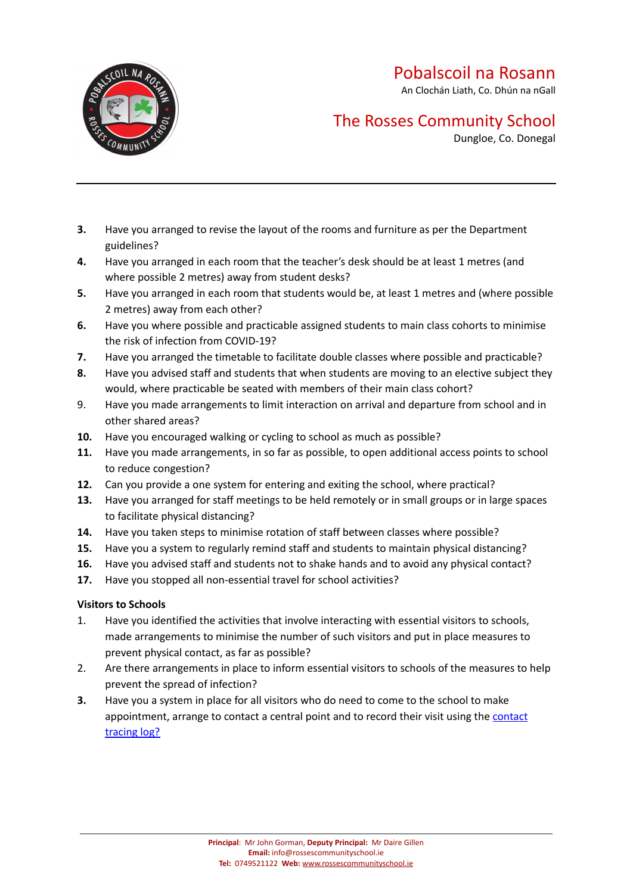3. Have you arranged to revise the layout of the rooms and furniture as per the Department guidelines?
4. Have you arranged in each room that the teacher's desk should be at least 1 metres (and where possible 2 metres) away from student desks?
5. Have you arranged in each room that students would be, at least 1 metres and (where possible 2 metres) away from each other?
6. Have you where possible and practicable assigned students to main class cohorts to minimise the risk of infection from COVID-19?
7. Have you arranged the timetable to facilitate double classes where possible and practicable?
8. Have you advised staff and students that when students are moving to an elective subject they would, where practicable be seated with members of their main class cohort?
9. Have you made arrangements to limit interaction on arrival and departure from school and in other shared areas?
10. Have you encouraged walking or cycling to school as much as possible?
11. Have you made arrangements, in so far as possible, to open additional access points to school to reduce congestion?
12. Can you provide a one system for entering and exiting the school, where practical?
13. Have you arranged for staff meetings to be held remotely or in small groups or in large spaces to facilitate physical distancing?
14. Have you taken steps to minimise rotation of staff between classes where possible?
15. Have you a system to regularly remind staff and students to maintain physical distancing?
16. Have you advised staff and students not to shake hands and to avoid any physical contact?
17. Have you stopped all non-essential travel for school activities?

**Visitors to Schools**

1. Have you identified the activities that involve interacting with essential visitors to schools, made arrangements to minimise the number of such visitors and put in place measures to prevent physical contact, as far as possible?
2. Are there arrangements in place to inform essential visitors to schools of the measures to help prevent the spread of infection?
3. Have you a system in place for all visitors who do need to come to the school to make appointment, arrange to contact a central point and to record their visit using the contact tracing log?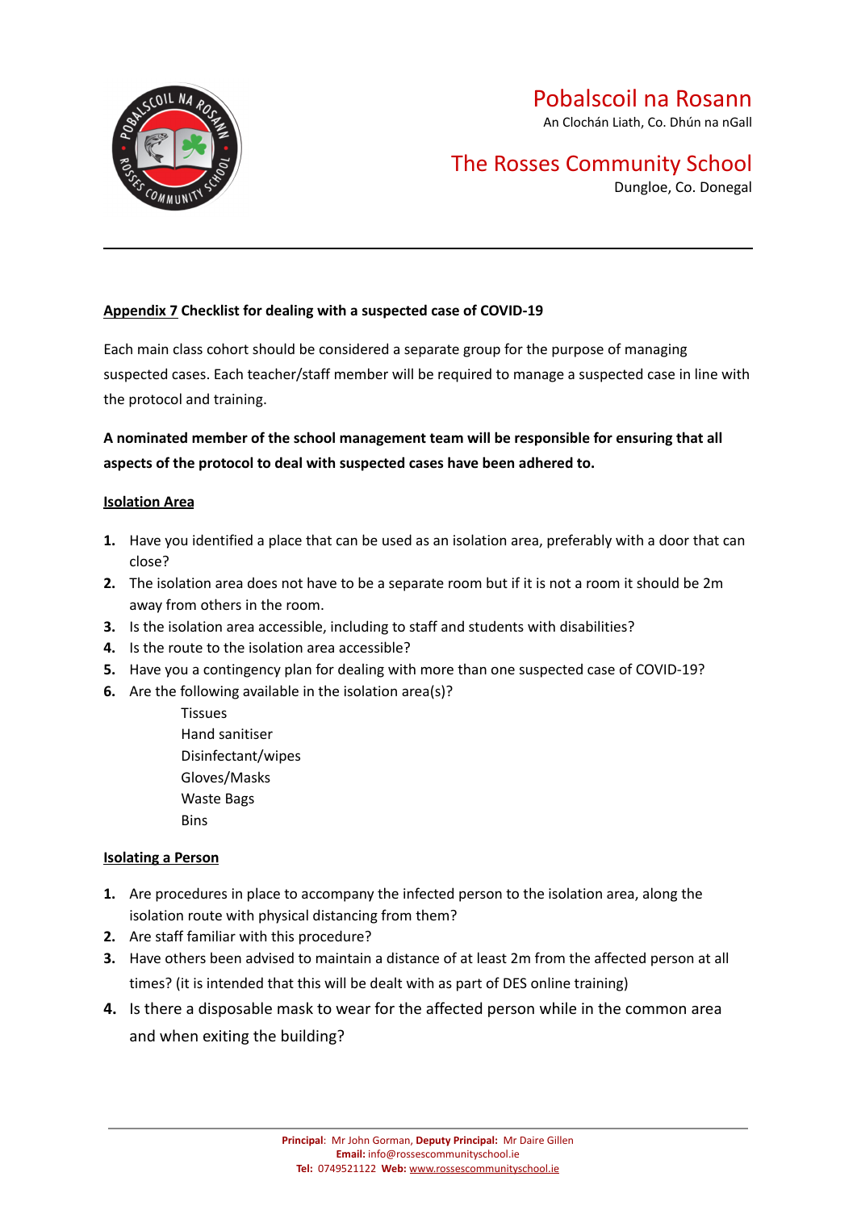# Pobalscoil na Rosann

An Clochán Liath, Co. Dhún na nGall

# The Rosses Community School

Dungloe, Co. Donegal

---

**Appendix 7 Checklist for dealing with a suspected case of COVID-19**

Each main class cohort should be considered a separate group for the purpose of managing suspected cases. Each teacher/staff member will be required to manage a suspected case in line with the protocol and training.

**A nominated member of the school management team will be responsible for ensuring that all aspects of the protocol to deal with suspected cases have been adhered to.**

**Isolation Area**

1. Have you identified a place that can be used as an isolation area, preferably with a door that can close?
2. The isolation area does not have to be a separate room but if it is not a room it should be 2m away from others in the room.
3. Is the isolation area accessible, including to staff and students with disabilities?
4. Is the route to the isolation area accessible?
5. Have you a contingency plan for dealing with more than one suspected case of COVID-19?
6. Are the following available in the isolation area(s)?
   - Tissues
   - Hand sanitiser
   - Disinfectant/wipes
   - Gloves/Masks
   - Waste Bags
   - Bins

**Isolating a Person**

1. Are procedures in place to accompany the infected person to the isolation area, along the isolation route with physical distancing from them?
2. Are staff familiar with this procedure?
3. Have others been advised to maintain a distance of at least 2m from the affected person at all times? (it is intended that this will be dealt with as part of DES online training)
4. Is there a disposable mask to wear for the affected person while in the common area and when exiting the building?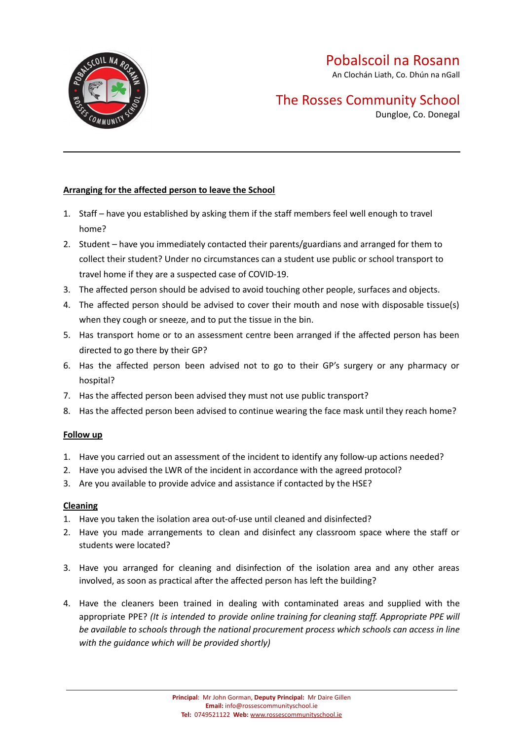**Arranging for the affected person to leave the School**

1. Staff – have you established by asking them if the staff members feel well enough to travel home?
2. Student – have you immediately contacted their parents/guardians and arranged for them to collect their student? Under no circumstances can a student use public or school transport to travel home if they are a suspected case of COVID-19.
3. The affected person should be advised to avoid touching other people, surfaces and objects.
4. The affected person should be advised to cover their mouth and nose with disposable tissue(s) when they cough or sneeze, and to put the tissue in the bin.
5. Has transport home or to an assessment centre been arranged if the affected person has been directed to go there by their GP?
6. Has the affected person been advised not to go to their GP's surgery or any pharmacy or hospital?
7. Has the affected person been advised they must not use public transport?
8. Has the affected person been advised to continue wearing the face mask until they reach home?

**Follow up**

1. Have you carried out an assessment of the incident to identify any follow-up actions needed?
2. Have you advised the LWR of the incident in accordance with the agreed protocol?
3. Are you available to provide advice and assistance if contacted by the HSE?

**Cleaning**

1. Have you taken the isolation area out-of-use until cleaned and disinfected?
2. Have you made arrangements to clean and disinfect any classroom space where the staff or students were located?
3. Have you arranged for cleaning and disinfection of the isolation area and any other areas involved, as soon as practical after the affected person has left the building?
4. Have the cleaners been trained in dealing with contaminated areas and supplied with the appropriate PPE? *(It is intended to provide online training for cleaning staff. Appropriate PPE will be available to schools through the national procurement process which schools can access in line with the guidance which will be provided shortly)*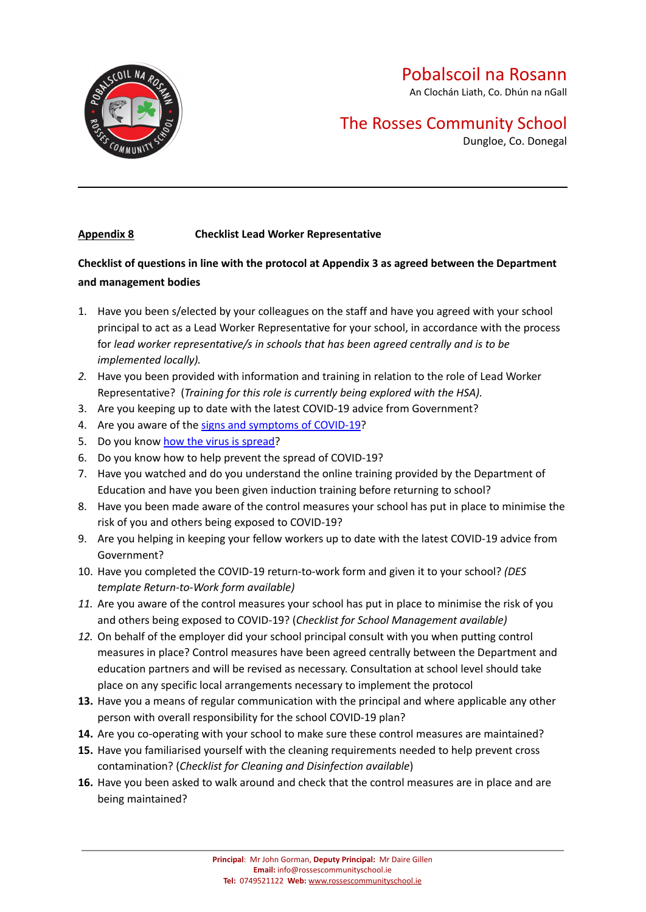**Appendix 8** **Checklist Lead Worker Representative**

**Checklist of questions in line with the protocol at Appendix 3 as agreed between the Department and management bodies**

1. Have you been s/elected by your colleagues on the staff and have you agreed with your school principal to act as a Lead Worker Representative for your school, in accordance with the process for *lead worker representative/s in schools that has been agreed centrally and is to be implemented locally).*
2. Have you been provided with information and training in relation to the role of Lead Worker Representative? (*Training for this role is currently being explored with the HSA).*
3. Are you keeping up to date with the latest COVID-19 advice from Government?
4. Are you aware of the [signs and symptoms of COVID-19]?
5. Do you know [how the virus is spread]?
6. Do you know how to help prevent the spread of COVID-19?
7. Have you watched and do you understand the online training provided by the Department of Education and have you been given induction training before returning to school?
8. Have you been made aware of the control measures your school has put in place to minimise the risk of you and others being exposed to COVID-19?
9. Are you helping in keeping your fellow workers up to date with the latest COVID-19 advice from Government?
10. Have you completed the COVID-19 return-to-work form and given it to your school? *(DES template Return-to-Work form available)*
11. Are you aware of the control measures your school has put in place to minimise the risk of you and others being exposed to COVID-19? (*Checklist for School Management available)*
12. On behalf of the employer did your school principal consult with you when putting control measures in place? Control measures have been agreed centrally between the Department and education partners and will be revised as necessary. Consultation at school level should take place on any specific local arrangements necessary to implement the protocol
13. Have you a means of regular communication with the principal and where applicable any other person with overall responsibility for the school COVID-19 plan?
14. Are you co-operating with your school to make sure these control measures are maintained?
15. Have you familiarised yourself with the cleaning requirements needed to help prevent cross contamination? (*Checklist for Cleaning and Disinfection available*)
16. Have you been asked to walk around and check that the control measures are in place and are being maintained?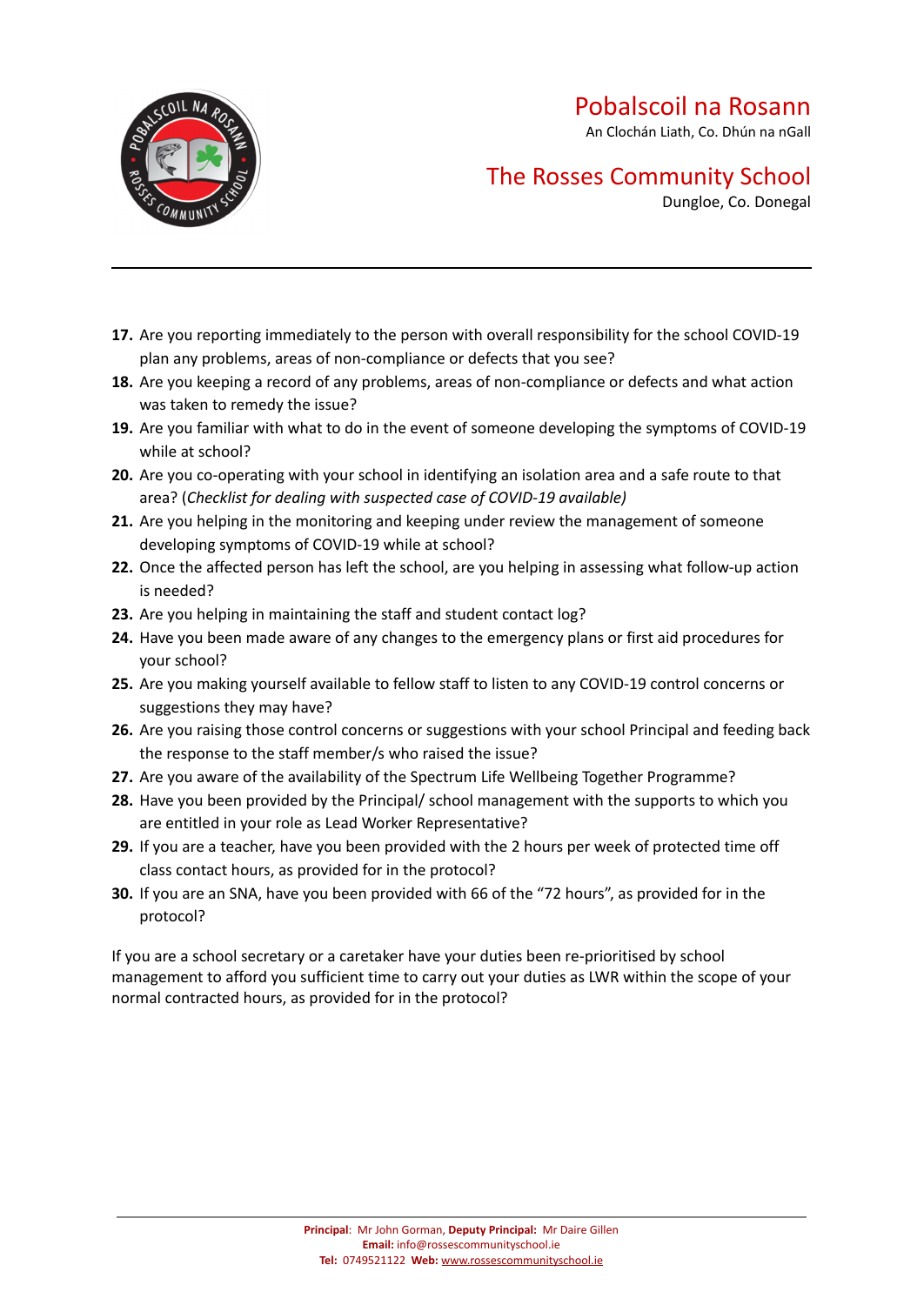17. Are you reporting immediately to the person with overall responsibility for the school COVID-19 plan any problems, areas of non-compliance or defects that you see?
18. Are you keeping a record of any problems, areas of non-compliance or defects and what action was taken to remedy the issue?
19. Are you familiar with what to do in the event of someone developing the symptoms of COVID-19 while at school?
20. Are you co-operating with your school in identifying an isolation area and a safe route to that area? (*Checklist for dealing with suspected case of COVID-19 available)*
21. Are you helping in the monitoring and keeping under review the management of someone developing symptoms of COVID-19 while at school?
22. Once the affected person has left the school, are you helping in assessing what follow-up action is needed?
23. Are you helping in maintaining the staff and student contact log?
24. Have you been made aware of any changes to the emergency plans or first aid procedures for your school?
25. Are you making yourself available to fellow staff to listen to any COVID-19 control concerns or suggestions they may have?
26. Are you raising those control concerns or suggestions with your school Principal and feeding back the response to the staff member/s who raised the issue?
27. Are you aware of the availability of the Spectrum Life Wellbeing Together Programme?
28. Have you been provided by the Principal/ school management with the supports to which you are entitled in your role as Lead Worker Representative?
29. If you are a teacher, have you been provided with the 2 hours per week of protected time off class contact hours, as provided for in the protocol?
30. If you are an SNA, have you been provided with 66 of the "72 hours", as provided for in the protocol?

If you are a school secretary or a caretaker have your duties been re-prioritised by school management to afford you sufficient time to carry out your duties as LWR within the scope of your normal contracted hours, as provided for in the protocol?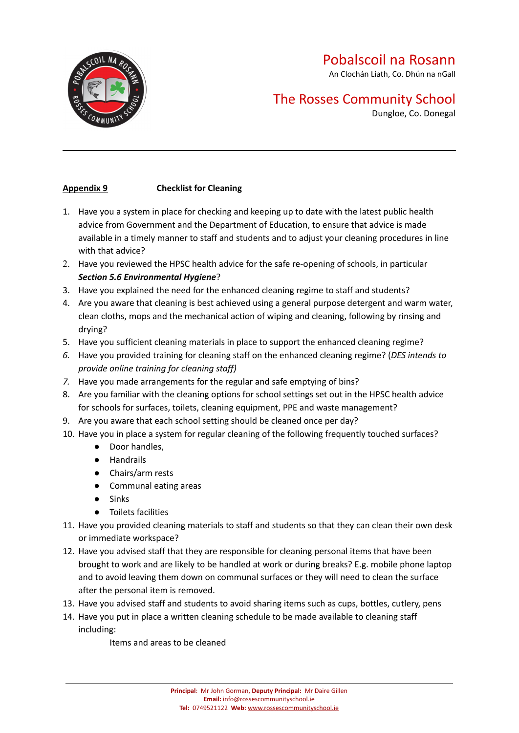Pobalscoil na Rosann
An Clochán Liath, Co. Dhún na nGall

The Rosses Community School
Dungloe, Co. Donegal

**Appendix 9** **Checklist for Cleaning**

1. Have you a system in place for checking and keeping up to date with the latest public health advice from Government and the Department of Education, to ensure that advice is made available in a timely manner to staff and students and to adjust your cleaning procedures in line with that advice?
2. Have you reviewed the HPSC health advice for the safe re-opening of schools, in particular ***Section 5.6 Environmental Hygiene***?
3. Have you explained the need for the enhanced cleaning regime to staff and students?
4. Are you aware that cleaning is best achieved using a general purpose detergent and warm water, clean cloths, mops and the mechanical action of wiping and cleaning, following by rinsing and drying?
5. Have you sufficient cleaning materials in place to support the enhanced cleaning regime?
6. Have you provided training for cleaning staff on the enhanced cleaning regime? (*DES intends to provide online training for cleaning staff)*
7. Have you made arrangements for the regular and safe emptying of bins?
8. Are you familiar with the cleaning options for school settings set out in the HPSC health advice for schools for surfaces, toilets, cleaning equipment, PPE and waste management?
9. Are you aware that each school setting should be cleaned once per day?
10. Have you in place a system for regular cleaning of the following frequently touched surfaces?
    - Door handles,
    - Handrails
    - Chairs/arm rests
    - Communal eating areas
    - Sinks
    - Toilets facilities
11. Have you provided cleaning materials to staff and students so that they can clean their own desk or immediate workspace?
12. Have you advised staff that they are responsible for cleaning personal items that have been brought to work and are likely to be handled at work or during breaks? E.g. mobile phone laptop and to avoid leaving them down on communal surfaces or they will need to clean the surface after the personal item is removed.
13. Have you advised staff and students to avoid sharing items such as cups, bottles, cutlery, pens
14. Have you put in place a written cleaning schedule to be made available to cleaning staff including:

    Items and areas to be cleaned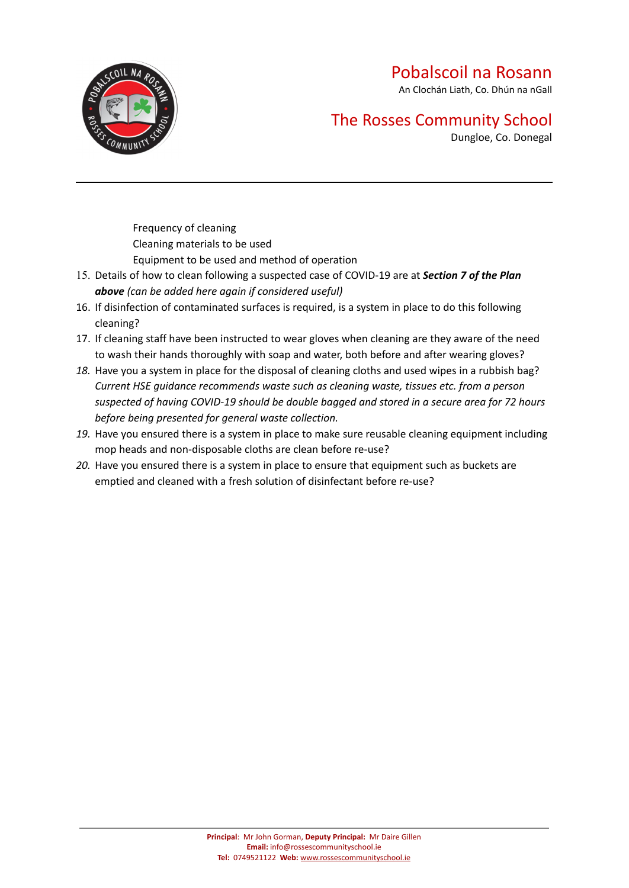Frequency of cleaning
Cleaning materials to be used
Equipment to be used and method of operation

15. Details of how to clean following a suspected case of COVID-19 are at ***Section 7 of the Plan above*** *(can be added here again if considered useful)*
16. If disinfection of contaminated surfaces is required, is a system in place to do this following cleaning?
17. If cleaning staff have been instructed to wear gloves when cleaning are they aware of the need to wash their hands thoroughly with soap and water, both before and after wearing gloves?
18. Have you a system in place for the disposal of cleaning cloths and used wipes in a rubbish bag? *Current HSE guidance recommends waste such as cleaning waste, tissues etc. from a person suspected of having COVID-19 should be double bagged and stored in a secure area for 72 hours before being presented for general waste collection.*
19. Have you ensured there is a system in place to make sure reusable cleaning equipment including mop heads and non-disposable cloths are clean before re-use?
20. Have you ensured there is a system in place to ensure that equipment such as buckets are emptied and cleaned with a fresh solution of disinfectant before re-use?